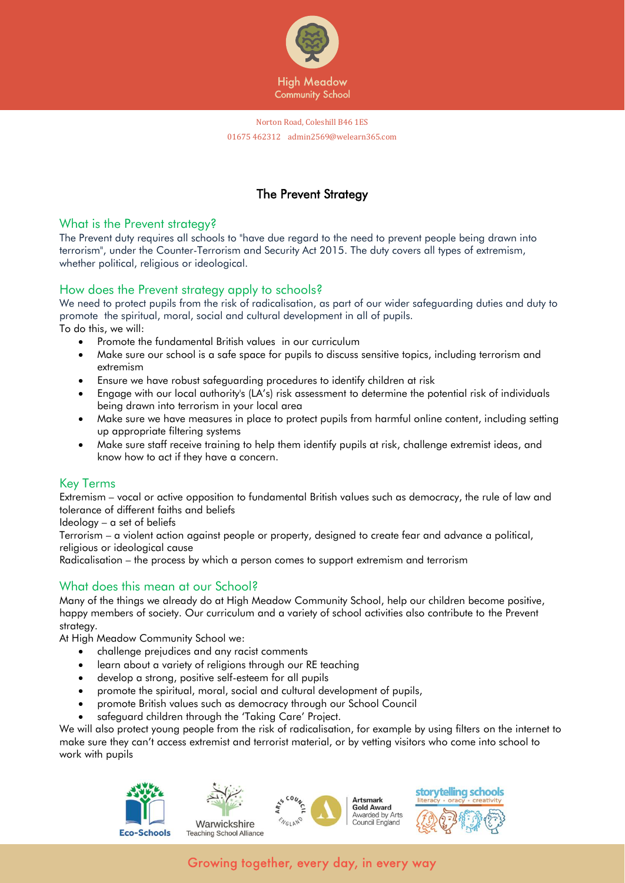High Meadow Community School

Norton Road, Coleshill B46 1ES
01675 462312 admin2569@welearn365.com

# The Prevent Strategy

## What is the Prevent strategy?

The Prevent duty requires all schools to "have due regard to the need to prevent people being drawn into terrorism", under the Counter-Terrorism and Security Act 2015. The duty covers all types of extremism, whether political, religious or ideological.

## How does the Prevent strategy apply to schools?

We need to protect pupils from the risk of radicalisation, as part of our wider safeguarding duties and duty to promote the spiritual, moral, social and cultural development in all of pupils.

To do this, we will:

- Promote the fundamental British values in our curriculum
- Make sure our school is a safe space for pupils to discuss sensitive topics, including terrorism and extremism
- Ensure we have robust safeguarding procedures to identify children at risk
- Engage with our local authority's (LA's) risk assessment to determine the potential risk of individuals being drawn into terrorism in your local area
- Make sure we have measures in place to protect pupils from harmful online content, including setting up appropriate filtering systems
- Make sure staff receive training to help them identify pupils at risk, challenge extremist ideas, and know how to act if they have a concern.

## Key Terms

Extremism – vocal or active opposition to fundamental British values such as democracy, the rule of law and tolerance of different faiths and beliefs

Ideology – a set of beliefs

Terrorism – a violent action against people or property, designed to create fear and advance a political, religious or ideological cause

Radicalisation – the process by which a person comes to support extremism and terrorism

## What does this mean at our School?

Many of the things we already do at High Meadow Community School, help our children become positive, happy members of society. Our curriculum and a variety of school activities also contribute to the Prevent strategy.

At High Meadow Community School we:

- challenge prejudices and any racist comments
- learn about a variety of religions through our RE teaching
- develop a strong, positive self-esteem for all pupils
- promote the spiritual, moral, social and cultural development of pupils,
- promote British values such as democracy through our School Council
- safeguard children through the 'Taking Care' Project.

We will also protect young people from the risk of radicalisation, for example by using filters on the internet to make sure they can't access extremist and terrorist material, or by vetting visitors who come into school to work with pupils

Growing together, every day, in every way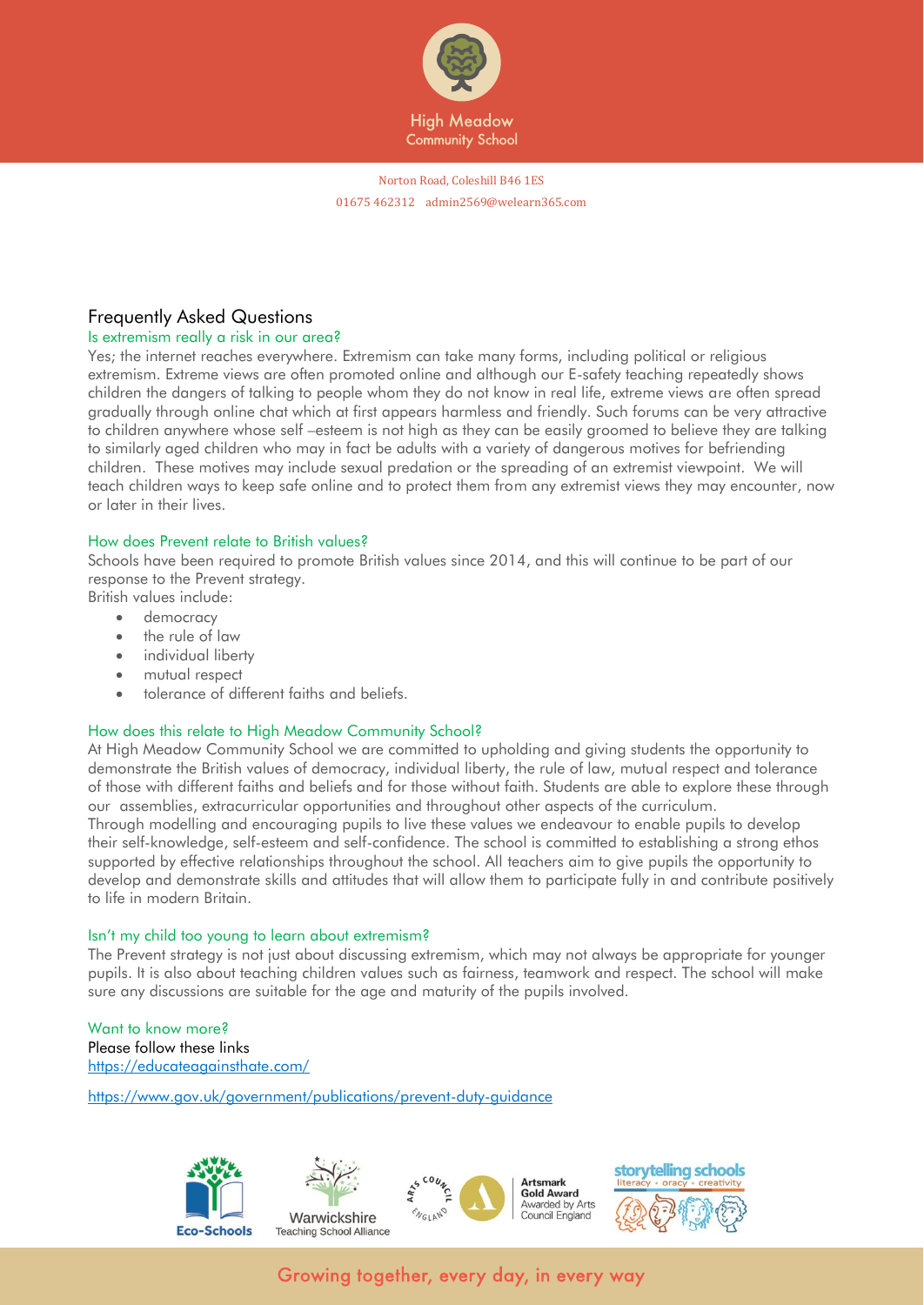High Meadow Community School

Norton Road, Coleshill B46 1ES
01675 462312    admin2569@welearn365.com

## Frequently Asked Questions

### Is extremism really a risk in our area?

Yes; the internet reaches everywhere. Extremism can take many forms, including political or religious extremism. Extreme views are often promoted online and although our E-safety teaching repeatedly shows children the dangers of talking to people whom they do not know in real life, extreme views are often spread gradually through online chat which at first appears harmless and friendly. Such forums can be very attractive to children anywhere whose self –esteem is not high as they can be easily groomed to believe they are talking to similarly aged children who may in fact be adults with a variety of dangerous motives for befriending children. These motives may include sexual predation or the spreading of an extremist viewpoint. We will teach children ways to keep safe online and to protect them from any extremist views they may encounter, now or later in their lives.

### How does Prevent relate to British values?

Schools have been required to promote British values since 2014, and this will continue to be part of our response to the Prevent strategy.
British values include:

- democracy
- the rule of law
- individual liberty
- mutual respect
- tolerance of different faiths and beliefs.

### How does this relate to High Meadow Community School?

At High Meadow Community School we are committed to upholding and giving students the opportunity to demonstrate the British values of democracy, individual liberty, the rule of law, mutual respect and tolerance of those with different faiths and beliefs and for those without faith. Students are able to explore these through our assemblies, extracurricular opportunities and throughout other aspects of the curriculum.
Through modelling and encouraging pupils to live these values we endeavour to enable pupils to develop their self-knowledge, self-esteem and self-confidence. The school is committed to establishing a strong ethos supported by effective relationships throughout the school. All teachers aim to give pupils the opportunity to develop and demonstrate skills and attitudes that will allow them to participate fully in and contribute positively to life in modern Britain.

### Isn't my child too young to learn about extremism?

The Prevent strategy is not just about discussing extremism, which may not always be appropriate for younger pupils. It is also about teaching children values such as fairness, teamwork and respect. The school will make sure any discussions are suitable for the age and maturity of the pupils involved.

### Want to know more?

Please follow these links
https://educateagainsthate.com/

https://www.gov.uk/government/publications/prevent-duty-guidance

Eco-Schools | Warwickshire Teaching School Alliance | Arts Council England – Artsmark Gold Award, Awarded by Arts Council England | storytelling schools – literacy • oracy • creativity

Growing together, every day, in every way